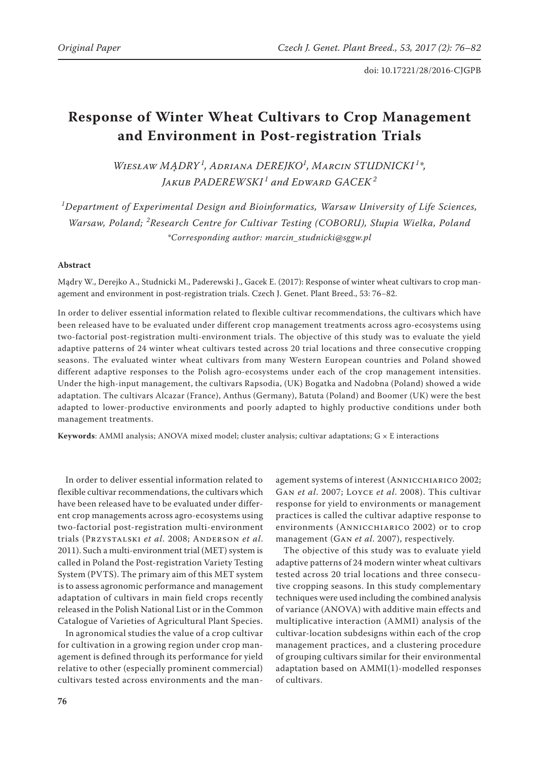# Response of Winter Wheat Cultivars to Crop Management and Environment in Post-registration Trials

*Wiesław MĄDRY[1], Adriana DEREJKO[1], Marcin STUDNICKI[1]\*, Jakub PADEREWSKI[1] and Edward GACEK[2]*

*[1]Department of Experimental Design and Bioinformatics, Warsaw University of Life Sciences, Warsaw, Poland; [2]Research Centre for Cultivar Testing (COBORU), Słupia Wielka, Poland*
*\*Corresponding author: marcin_studnicki@sggw.pl*

**Abstract**

Mądry W., Derejko A., Studnicki M., Paderewski J., Gacek E. (2017): Response of winter wheat cultivars to crop management and environment in post-registration trials. Czech J. Genet. Plant Breed., 53: 76–82.

In order to deliver essential information related to flexible cultivar recommendations, the cultivars which have been released have to be evaluated under different crop management treatments across agro-ecosystems using two-factorial post-registration multi-environment trials. The objective of this study was to evaluate the yield adaptive patterns of 24 winter wheat cultivars tested across 20 trial locations and three consecutive cropping seasons. The evaluated winter wheat cultivars from many Western European countries and Poland showed different adaptive responses to the Polish agro-ecosystems under each of the crop management intensities. Under the high-input management, the cultivars Rapsodia, (UK) Bogatka and Nadobna (Poland) showed a wide adaptation. The cultivars Alcazar (France), Anthus (Germany), Batuta (Poland) and Boomer (UK) were the best adapted to lower-productive environments and poorly adapted to highly productive conditions under both management treatments.

**Keywords**: AMMI analysis; ANOVA mixed model; cluster analysis; cultivar adaptations; G × E interactions

In order to deliver essential information related to flexible cultivar recommendations, the cultivars which have been released have to be evaluated under different crop managements across agro-ecosystems using two-factorial post-registration multi-environment trials (Przystalski *et al*. 2008; Anderson *et al*. 2011). Such a multi-environment trial (MET) system is called in Poland the Post-registration Variety Testing System (PVTS). The primary aim of this MET system is to assess agronomic performance and management adaptation of cultivars in main field crops recently released in the Polish National List or in the Common Catalogue of Varieties of Agricultural Plant Species.

In agronomical studies the value of a crop cultivar for cultivation in a growing region under crop management is defined through its performance for yield relative to other (especially prominent commercial) cultivars tested across environments and the management systems of interest (Annicchiarico 2002; Gan *et al*. 2007; Loyce *et al*. 2008). This cultivar response for yield to environments or management practices is called the cultivar adaptive response to environments (Annicchiarico 2002) or to crop management (Gan *et al*. 2007), respectively.

The objective of this study was to evaluate yield adaptive patterns of 24 modern winter wheat cultivars tested across 20 trial locations and three consecutive cropping seasons. In this study complementary techniques were used including the combined analysis of variance (ANOVA) with additive main effects and multiplicative interaction (AMMI) analysis of the cultivar-location subdesigns within each of the crop management practices, and a clustering procedure of grouping cultivars similar for their environmental adaptation based on AMMI(1)-modelled responses of cultivars.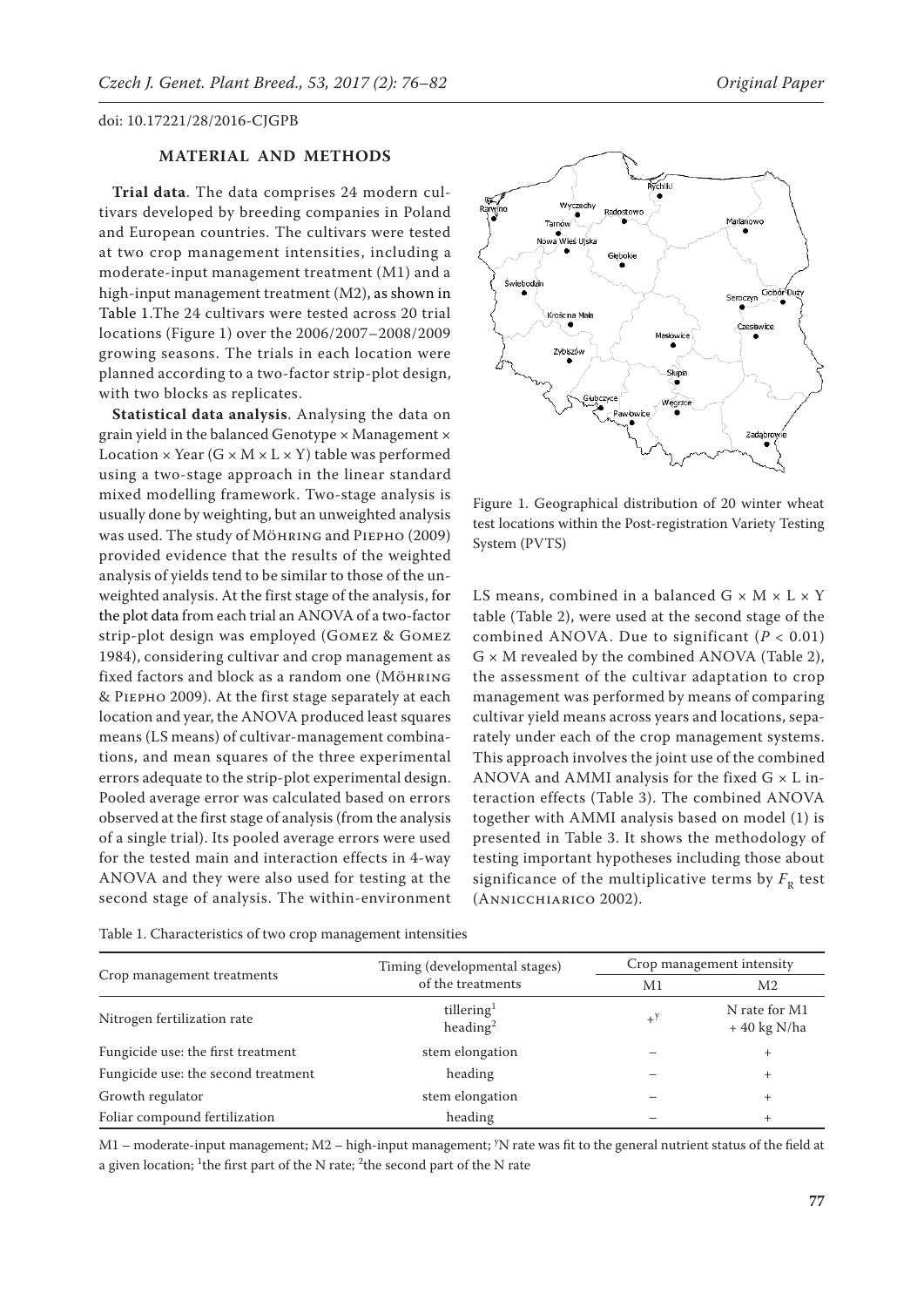doi: 10.17221/28/2016-CJGPB

## MATERIAL AND METHODS

**Trial data**. The data comprises 24 modern cultivars developed by breeding companies in Poland and European countries. The cultivars were tested at two crop management intensities, including a moderate-input management treatment (M1) and a high-input management treatment (M2), as shown in Table 1.The 24 cultivars were tested across 20 trial locations (Figure 1) over the 2006/2007–2008/2009 growing seasons. The trials in each location were planned according to a two-factor strip-plot design, with two blocks as replicates.

**Statistical data analysis**. Analysing the data on grain yield in the balanced Genotype × Management × Location × Year (G × M × L × Y) table was performed using a two-stage approach in the linear standard mixed modelling framework. Two-stage analysis is usually done by weighting, but an unweighted analysis was used. The study of Möhring and Piepho (2009) provided evidence that the results of the weighted analysis of yields tend to be similar to those of the unweighted analysis. At the first stage of the analysis, for the plot data from each trial an ANOVA of a two-factor strip-plot design was employed (Gomez & Gomez 1984), considering cultivar and crop management as fixed factors and block as a random one (Möhring & Piepho 2009). At the first stage separately at each location and year, the ANOVA produced least squares means (LS means) of cultivar-management combinations, and mean squares of the three experimental errors adequate to the strip-plot experimental design. Pooled average error was calculated based on errors observed at the first stage of analysis (from the analysis of a single trial). Its pooled average errors were used for the tested main and interaction effects in 4-way ANOVA and they were also used for testing at the second stage of analysis. The within-environment LS means, combined in a balanced G × M × L × Y table (Table 2), were used at the second stage of the combined ANOVA. Due to significant ($P < 0.01$) G × M revealed by the combined ANOVA (Table 2), the assessment of the cultivar adaptation to crop management was performed by means of comparing cultivar yield means across years and locations, separately under each of the crop management systems. This approach involves the joint use of the combined ANOVA and AMMI analysis for the fixed G × L interaction effects (Table 3). The combined ANOVA together with AMMI analysis based on model (1) is presented in Table 3. It shows the methodology of testing important hypotheses including those about significance of the multiplicative terms by $F_R$ test (Annicchiarico 2002).

Figure 1. Geographical distribution of 20 winter wheat test locations within the Post-registration Variety Testing System (PVTS)

Table 1. Characteristics of two crop management intensities

| Crop management treatments | Timing (developmental stages) of the treatments | Crop management intensity | |
|---|---|---|---|
| | | M1 | M2 |
| Nitrogen fertilization rate | tillering[1] heading[2] | +[Y] | N rate for M1 + 40 kg N/ha |
| Fungicide use: the first treatment | stem elongation | – | + |
| Fungicide use: the second treatment | heading | – | + |
| Growth regulator | stem elongation | – | + |
| Foliar compound fertilization | heading | – | + |

M1 – moderate-input management; M2 – high-input management; [Y]N rate was fit to the general nutrient status of the field at a given location; [1]the first part of the N rate; [2]the second part of the N rate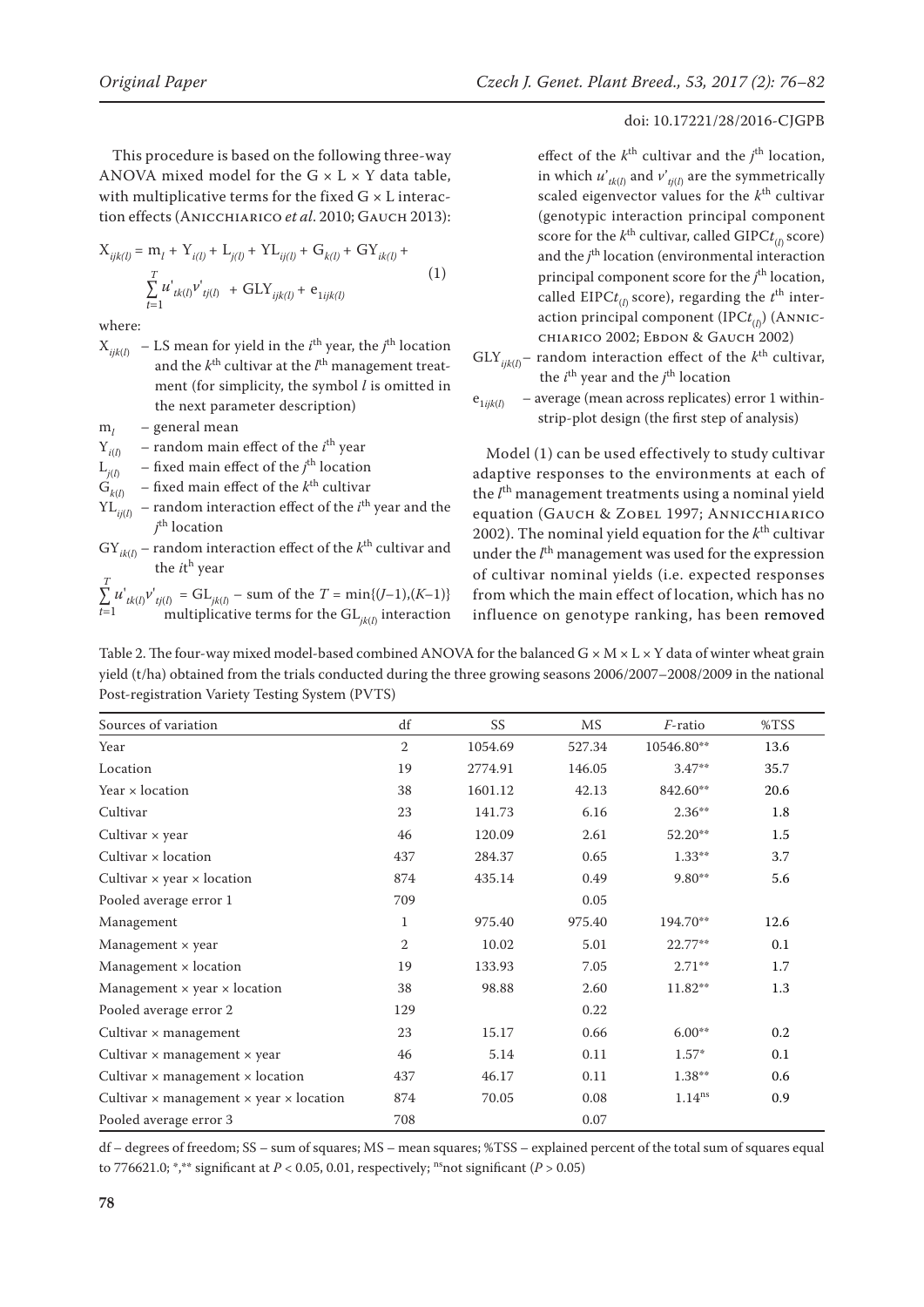This procedure is based on the following three-way ANOVA mixed model for the G × L × Y data table, with multiplicative terms for the fixed G × L interaction effects (Annicchiarico *et al*. 2010; Gauch 2013):

$$X_{ijk(l)} = m_l + Y_{i(l)} + L_{j(l)} + YL_{ij(l)} + G_{k(l)} + GY_{ik(l)} + \sum_{t=1}^{T} u'_{tk(l)} v'_{tj(l)} + GLY_{ijk(l)} + e_{1ijk(l)} \quad (1)$$

where:

- $X_{ijk(l)}$ – LS mean for yield in the $i^{th}$ year, the $j^{th}$ location and the $k^{th}$ cultivar at the $l^{th}$ management treatment (for simplicity, the symbol $l$ is omitted in the next parameter description)
- $m_l$ – general mean
- $Y_{i(l)}$ – random main effect of the $i^{th}$ year
- $L_{j(l)}$ – fixed main effect of the $j^{th}$ location
- $G_{k(l)}$ – fixed main effect of the $k^{th}$ cultivar
- $YL_{ij(l)}$ – random interaction effect of the $i^{th}$ year and the $j^{th}$ location
- $GY_{ik(l)}$ – random interaction effect of the $k^{th}$ cultivar and the $i^{th}$ year
- $\sum_{t=1}^{T} u'_{tk(l)} v'_{tj(l)} = GL_{jk(l)}$ – sum of the $T = \min\{(J–1),(K–1)\}$ multiplicative terms for the $GL_{jk(l)}$ interaction effect of the $k^{th}$ cultivar and the $j^{th}$ location, in which $u'_{tk(l)}$ and $v'_{tj(l)}$ are the symmetrically scaled eigenvector values for the $k^{th}$ cultivar (genotypic interaction principal component score for the $k^{th}$ cultivar, called GIPC$t_{(l)}$ score) and the $j^{th}$ location (environmental interaction principal component score for the $j^{th}$ location, called EIPC$t_{(l)}$ score), regarding the $t^{th}$ interaction principal component (IPC$t_{(l)}$) (Annicchiarico 2002; Ebdon & Gauch 2002)
- $GLY_{ijk(l)}$ – random interaction effect of the $k^{th}$ cultivar, the $i^{th}$ year and the $j^{th}$ location
- $e_{1ijk(l)}$ – average (mean across replicates) error 1 within-strip-plot design (the first step of analysis)

Model (1) can be used effectively to study cultivar adaptive responses to the environments at each of the $l^{th}$ management treatments using a nominal yield equation (Gauch & Zobel 1997; Annicchiarico 2002). The nominal yield equation for the $k^{th}$ cultivar under the $l^{th}$ management was used for the expression of cultivar nominal yields (i.e. expected responses from which the main effect of location, which has no influence on genotype ranking, has been removed

Table 2. The four-way mixed model-based combined ANOVA for the balanced G × M × L × Y data of winter wheat grain yield (t/ha) obtained from the trials conducted during the three growing seasons 2006/2007–2008/2009 in the national Post-registration Variety Testing System (PVTS)

| Sources of variation | df | SS | MS | *F*-ratio | %TSS |
|---|---|---|---|---|---|
| Year | 2 | 1054.69 | 527.34 | 10546.80** | 13.6 |
| Location | 19 | 2774.91 | 146.05 | 3.47** | 35.7 |
| Year × location | 38 | 1601.12 | 42.13 | 842.60** | 20.6 |
| Cultivar | 23 | 141.73 | 6.16 | 2.36** | 1.8 |
| Cultivar × year | 46 | 120.09 | 2.61 | 52.20** | 1.5 |
| Cultivar × location | 437 | 284.37 | 0.65 | 1.33** | 3.7 |
| Cultivar × year × location | 874 | 435.14 | 0.49 | 9.80** | 5.6 |
| Pooled average error 1 | 709 | | 0.05 | | |
| Management | 1 | 975.40 | 975.40 | 194.70** | 12.6 |
| Management × year | 2 | 10.02 | 5.01 | 22.77** | 0.1 |
| Management × location | 19 | 133.93 | 7.05 | 2.71** | 1.7 |
| Management × year × location | 38 | 98.88 | 2.60 | 11.82** | 1.3 |
| Pooled average error 2 | 129 | | 0.22 | | |
| Cultivar × management | 23 | 15.17 | 0.66 | 6.00** | 0.2 |
| Cultivar × management × year | 46 | 5.14 | 0.11 | 1.57* | 0.1 |
| Cultivar × management × location | 437 | 46.17 | 0.11 | 1.38** | 0.6 |
| Cultivar × management × year × location | 874 | 70.05 | 0.08 | 1.14$^{ns}$ | 0.9 |
| Pooled average error 3 | 708 | | 0.07 | | |

df – degrees of freedom; SS – sum of squares; MS – mean squares; %TSS – explained percent of the total sum of squares equal to 776621.0; *,** significant at $P < 0.05$, 0.01, respectively; $^{ns}$not significant ($P > 0.05$)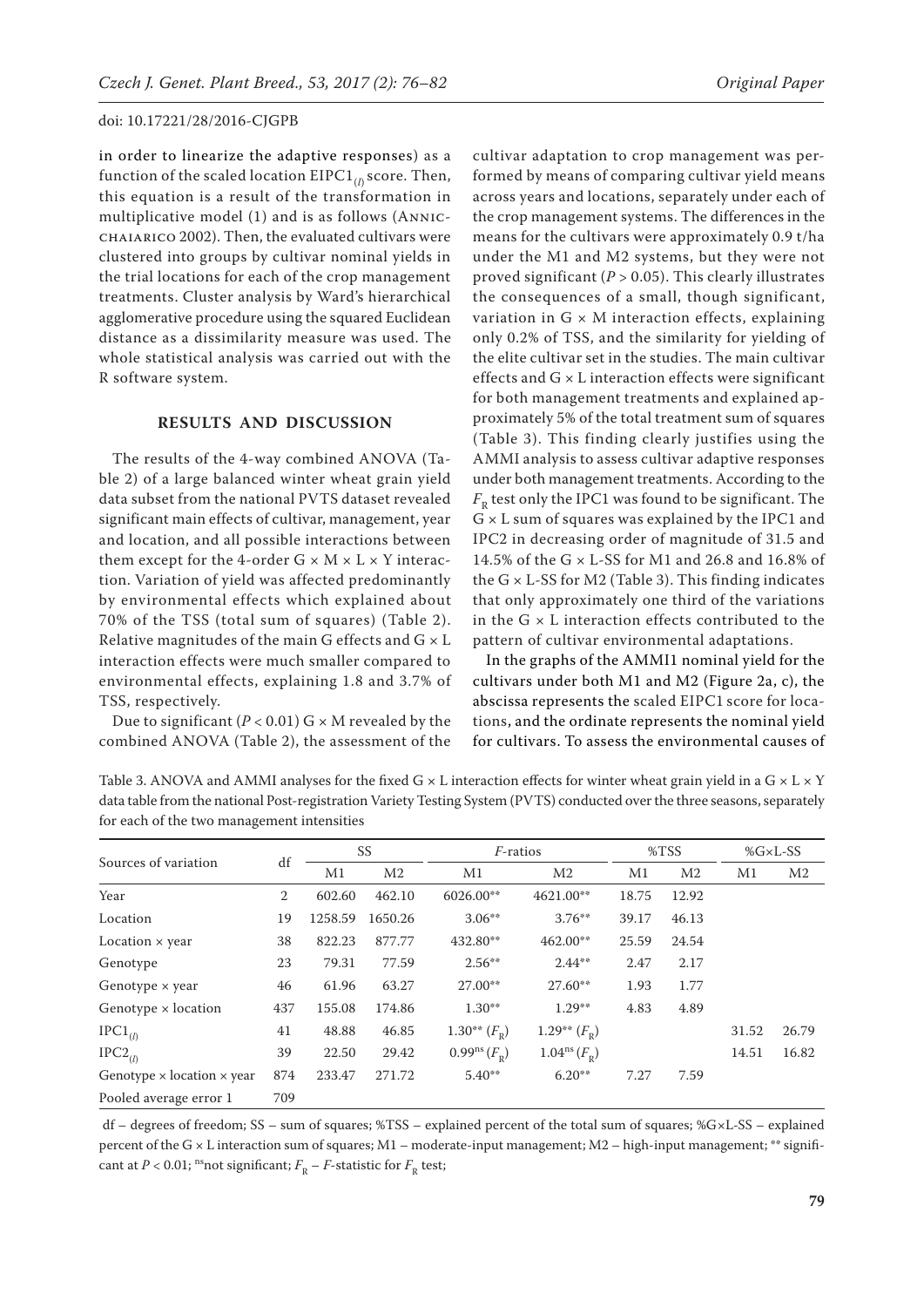in order to linearize the adaptive responses) as a function of the scaled location $EIPC1_{(l)}$ score. Then, this equation is a result of the transformation in multiplicative model (1) and is as follows (Annicchiarico 2002). Then, the evaluated cultivars were clustered into groups by cultivar nominal yields in the trial locations for each of the crop management treatments. Cluster analysis by Ward's hierarchical agglomerative procedure using the squared Euclidean distance as a dissimilarity measure was used. The whole statistical analysis was carried out with the R software system.

## RESULTS AND DISCUSSION

The results of the 4-way combined ANOVA (Table 2) of a large balanced winter wheat grain yield data subset from the national PVTS dataset revealed significant main effects of cultivar, management, year and location, and all possible interactions between them except for the 4-order G × M × L × Y interaction. Variation of yield was affected predominantly by environmental effects which explained about 70% of the TSS (total sum of squares) (Table 2). Relative magnitudes of the main G effects and G × L interaction effects were much smaller compared to environmental effects, explaining 1.8 and 3.7% of TSS, respectively.

Due to significant ($P < 0.01$) G × M revealed by the combined ANOVA (Table 2), the assessment of the cultivar adaptation to crop management was performed by means of comparing cultivar yield means across years and locations, separately under each of the crop management systems. The differences in the means for the cultivars were approximately 0.9 t/ha under the M1 and M2 systems, but they were not proved significant ($P > 0.05$). This clearly illustrates the consequences of a small, though significant, variation in G × M interaction effects, explaining only 0.2% of TSS, and the similarity for yielding of the elite cultivar set in the studies. The main cultivar effects and G × L interaction effects were significant for both management treatments and explained approximately 5% of the total treatment sum of squares (Table 3). This finding clearly justifies using the AMMI analysis to assess cultivar adaptive responses under both management treatments. According to the $F_R$ test only the IPC1 was found to be significant. The G × L sum of squares was explained by the IPC1 and IPC2 in decreasing order of magnitude of 31.5 and 14.5% of the G × L-SS for M1 and 26.8 and 16.8% of the G × L-SS for M2 (Table 3). This finding indicates that only approximately one third of the variations in the G × L interaction effects contributed to the pattern of cultivar environmental adaptations.

In the graphs of the AMMI1 nominal yield for the cultivars under both M1 and M2 (Figure 2a, c), the abscissa represents the scaled EIPC1 score for locations, and the ordinate represents the nominal yield for cultivars. To assess the environmental causes of

Table 3. ANOVA and AMMI analyses for the fixed G × L interaction effects for winter wheat grain yield in a G × L × Y data table from the national Post-registration Variety Testing System (PVTS) conducted over the three seasons, separately for each of the two management intensities

| Sources of variation | df | SS | | F-ratios | | %TSS | | %G×L-SS | |
|---|---|---|---|---|---|---|---|---|---|
| | | M1 | M2 | M1 | M2 | M1 | M2 | M1 | M2 |
| Year | 2 | 602.60 | 462.10 | 6026.00** | 4621.00** | 18.75 | 12.92 | | |
| Location | 19 | 1258.59 | 1650.26 | 3.06** | 3.76** | 39.17 | 46.13 | | |
| Location × year | 38 | 822.23 | 877.77 | 432.80** | 462.00** | 25.59 | 24.54 | | |
| Genotype | 23 | 79.31 | 77.59 | 2.56** | 2.44** | 2.47 | 2.17 | | |
| Genotype × year | 46 | 61.96 | 63.27 | 27.00** | 27.60** | 1.93 | 1.77 | | |
| Genotype × location | 437 | 155.08 | 174.86 | 1.30** | 1.29** | 4.83 | 4.89 | | |
| $IPC1_{(l)}$ | 41 | 48.88 | 46.85 | 1.30** ($F_R$) | 1.29** ($F_R$) | | | 31.52 | 26.79 |
| $IPC2_{(l)}$ | 39 | 22.50 | 29.42 | $0.99^{ns}$ ($F_R$) | $1.04^{ns}$ ($F_R$) | | | 14.51 | 16.82 |
| Genotype × location × year | 874 | 233.47 | 271.72 | 5.40** | 6.20** | 7.27 | 7.59 | | |
| Pooled average error 1 | 709 | | | | | | | | |

df – degrees of freedom; SS – sum of squares; %TSS – explained percent of the total sum of squares; %G×L-SS – explained percent of the G × L interaction sum of squares; M1 – moderate-input management; M2 – high-input management; ** significant at $P < 0.01$; $^{ns}$not significant; $F_R$ – $F$-statistic for $F_R$ test;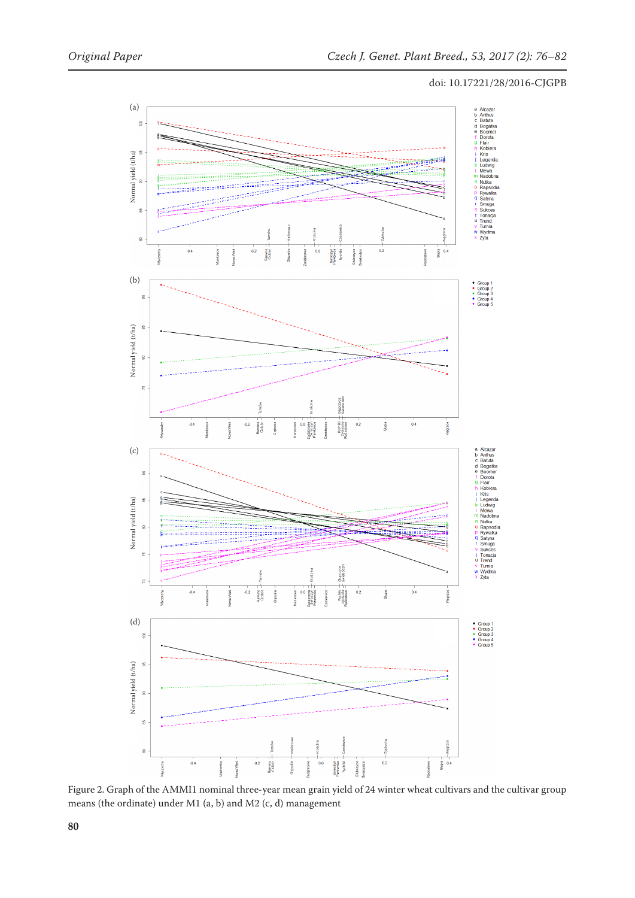Figure 2. Graph of the AMMI1 nominal three-year mean grain yield of 24 winter wheat cultivars and the cultivar group means (the ordinate) under M1 (a, b) and M2 (c, d) management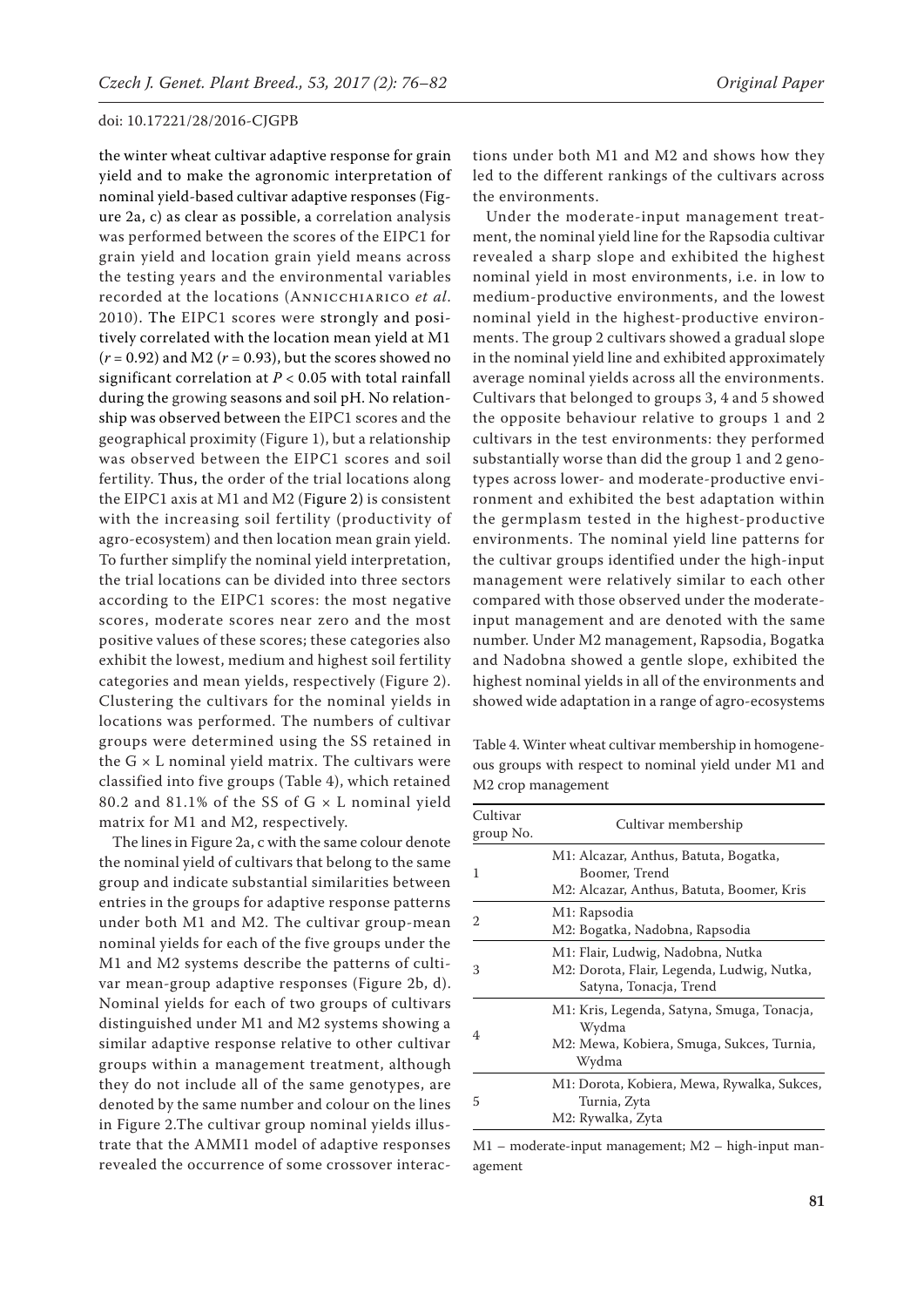the winter wheat cultivar adaptive response for grain yield and to make the agronomic interpretation of nominal yield-based cultivar adaptive responses (Figure 2a, c) as clear as possible, a correlation analysis was performed between the scores of the EIPC1 for grain yield and location grain yield means across the testing years and the environmental variables recorded at the locations (Annicchiarico *et al*. 2010). The EIPC1 scores were strongly and positively correlated with the location mean yield at M1 ($r = 0.92$) and M2 ($r = 0.93$), but the scores showed no significant correlation at $P < 0.05$ with total rainfall during the growing seasons and soil pH. No relationship was observed between the EIPC1 scores and the geographical proximity (Figure 1), but a relationship was observed between the EIPC1 scores and soil fertility. Thus, the order of the trial locations along the EIPC1 axis at M1 and M2 (Figure 2) is consistent with the increasing soil fertility (productivity of agro-ecosystem) and then location mean grain yield. To further simplify the nominal yield interpretation, the trial locations can be divided into three sectors according to the EIPC1 scores: the most negative scores, moderate scores near zero and the most positive values of these scores; these categories also exhibit the lowest, medium and highest soil fertility categories and mean yields, respectively (Figure 2). Clustering the cultivars for the nominal yields in locations was performed. The numbers of cultivar groups were determined using the SS retained in the G × L nominal yield matrix. The cultivars were classified into five groups (Table 4), which retained 80.2 and 81.1% of the SS of G × L nominal yield matrix for M1 and M2, respectively.

The lines in Figure 2a, c with the same colour denote the nominal yield of cultivars that belong to the same group and indicate substantial similarities between entries in the groups for adaptive response patterns under both M1 and M2. The cultivar group-mean nominal yields for each of the five groups under the M1 and M2 systems describe the patterns of cultivar mean-group adaptive responses (Figure 2b, d). Nominal yields for each of two groups of cultivars distinguished under M1 and M2 systems showing a similar adaptive response relative to other cultivar groups within a management treatment, although they do not include all of the same genotypes, are denoted by the same number and colour on the lines in Figure 2.The cultivar group nominal yields illustrate that the AMMI1 model of adaptive responses revealed the occurrence of some crossover interactions under both M1 and M2 and shows how they led to the different rankings of the cultivars across the environments.

Under the moderate-input management treatment, the nominal yield line for the Rapsodia cultivar revealed a sharp slope and exhibited the highest nominal yield in most environments, i.e. in low to medium-productive environments, and the lowest nominal yield in the highest-productive environments. The group 2 cultivars showed a gradual slope in the nominal yield line and exhibited approximately average nominal yields across all the environments. Cultivars that belonged to groups 3, 4 and 5 showed the opposite behaviour relative to groups 1 and 2 cultivars in the test environments: they performed substantially worse than did the group 1 and 2 genotypes across lower- and moderate-productive environment and exhibited the best adaptation within the germplasm tested in the highest-productive environments. The nominal yield line patterns for the cultivar groups identified under the high-input management were relatively similar to each other compared with those observed under the moderate-input management and are denoted with the same number. Under M2 management, Rapsodia, Bogatka and Nadobna showed a gentle slope, exhibited the highest nominal yields in all of the environments and showed wide adaptation in a range of agro-ecosystems

Table 4. Winter wheat cultivar membership in homogeneous groups with respect to nominal yield under M1 and M2 crop management

| Cultivar group No. | Cultivar membership |
|---|---|
| 1 | M1: Alcazar, Anthus, Batuta, Bogatka, Boomer, Trend<br>M2: Alcazar, Anthus, Batuta, Boomer, Kris |
| 2 | M1: Rapsodia<br>M2: Bogatka, Nadobna, Rapsodia |
| 3 | M1: Flair, Ludwig, Nadobna, Nutka<br>M2: Dorota, Flair, Legenda, Ludwig, Nutka, Satyna, Tonacja, Trend |
| 4 | M1: Kris, Legenda, Satyna, Smuga, Tonacja, Wydma<br>M2: Mewa, Kobiera, Smuga, Sukces, Turnia, Wydma |
| 5 | M1: Dorota, Kobiera, Mewa, Rywalka, Sukces, Turnia, Zyta<br>M2: Rywalka, Zyta |

M1 – moderate-input management; M2 – high-input management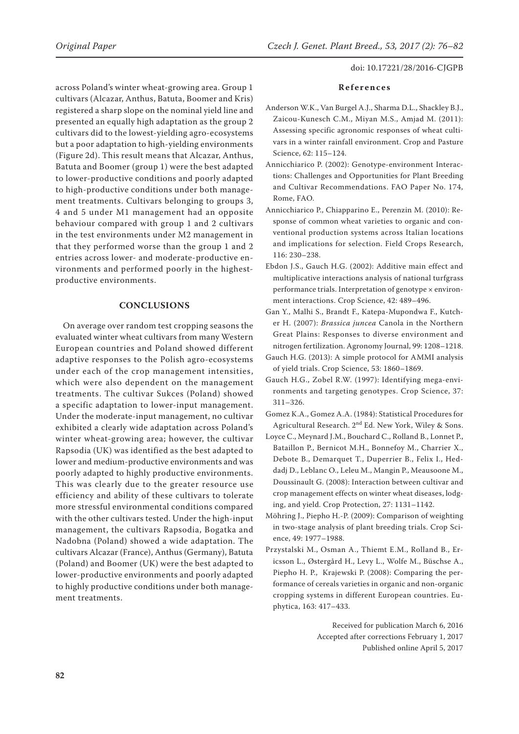across Poland's winter wheat-growing area. Group 1 cultivars (Alcazar, Anthus, Batuta, Boomer and Kris) registered a sharp slope on the nominal yield line and presented an equally high adaptation as the group 2 cultivars did to the lowest-yielding agro-ecosystems but a poor adaptation to high-yielding environments (Figure 2d). This result means that Alcazar, Anthus, Batuta and Boomer (group 1) were the best adapted to lower-productive conditions and poorly adapted to high-productive conditions under both management treatments. Cultivars belonging to groups 3, 4 and 5 under M1 management had an opposite behaviour compared with group 1 and 2 cultivars in the test environments under M2 management in that they performed worse than the group 1 and 2 entries across lower- and moderate-productive environments and performed poorly in the highest-productive environments.

## CONCLUSIONS

On average over random test cropping seasons the evaluated winter wheat cultivars from many Western European countries and Poland showed different adaptive responses to the Polish agro-ecosystems under each of the crop management intensities, which were also dependent on the management treatments. The cultivar Sukces (Poland) showed a specific adaptation to lower-input management. Under the moderate-input management, no cultivar exhibited a clearly wide adaptation across Poland's winter wheat-growing area; however, the cultivar Rapsodia (UK) was identified as the best adapted to lower and medium-productive environments and was poorly adapted to highly productive environments. This was clearly due to the greater resource use efficiency and ability of these cultivars to tolerate more stressful environmental conditions compared with the other cultivars tested. Under the high-input management, the cultivars Rapsodia, Bogatka and Nadobna (Poland) showed a wide adaptation. The cultivars Alcazar (France), Anthus (Germany), Batuta (Poland) and Boomer (UK) were the best adapted to lower-productive environments and poorly adapted to highly productive conditions under both management treatments.

## References

Anderson W.K., Van Burgel A.J., Sharma D.L., Shackley B.J., Zaicou-Kunesch C.M., Miyan M.S., Amjad M. (2011): Assessing specific agronomic responses of wheat cultivars in a winter rainfall environment. Crop and Pasture Science, 62: 115–124.

Annicchiarico P. (2002): Genotype-environment Interactions: Challenges and Opportunities for Plant Breeding and Cultivar Recommendations. FAO Paper No. 174, Rome, FAO.

Annicchiarico P., Chiapparino E., Perenzin M. (2010): Response of common wheat varieties to organic and conventional production systems across Italian locations and implications for selection. Field Crops Research, 116: 230–238.

Ebdon J.S., Gauch H.G. (2002): Additive main effect and multiplicative interactions analysis of national turfgrass performance trials. Interpretation of genotype × environment interactions. Crop Science, 42: 489–496.

Gan Y., Malhi S., Brandt F., Katepa-Mupondwa F., Kutcher H. (2007): *Brassica juncea* Canola in the Northern Great Plains: Responses to diverse environment and nitrogen fertilization. Agronomy Journal, 99: 1208–1218.

Gauch H.G. (2013): A simple protocol for AMMI analysis of yield trials. Crop Science, 53: 1860–1869.

Gauch H.G., Zobel R.W. (1997): Identifying mega-environments and targeting genotypes. Crop Science, 37: 311–326.

Gomez K.A., Gomez A.A. (1984): Statistical Procedures for Agricultural Research. 2nd Ed. New York, Wiley & Sons.

Loyce C., Meynard J.M., Bouchard C., Rolland B., Lonnet P., Bataillon P., Bernicot M.H., Bonnefoy M., Charrier X., Debote B., Demarquet T., Duperrier B., Felix I., Heddadj D., Leblanc O., Leleu M., Mangin P., Meausoone M., Doussinault G. (2008): Interaction between cultivar and crop management effects on winter wheat diseases, lodging, and yield. Crop Protection, 27: 1131–1142.

Möhring J., Piepho H.-P. (2009): Comparison of weighting in two-stage analysis of plant breeding trials. Crop Science, 49: 1977–1988.

Przystalski M., Osman A., Thiemt E.M., Rolland B., Ericsson L., Østergård H., Levy L., Wolfe M., Büschse A., Piepho H. P., Krajewski P. (2008): Comparing the performance of cereals varieties in organic and non-organic cropping systems in different European countries. Euphytica, 163: 417–433.

Received for publication March 6, 2016
Accepted after corrections February 1, 2017
Published online April 5, 2017